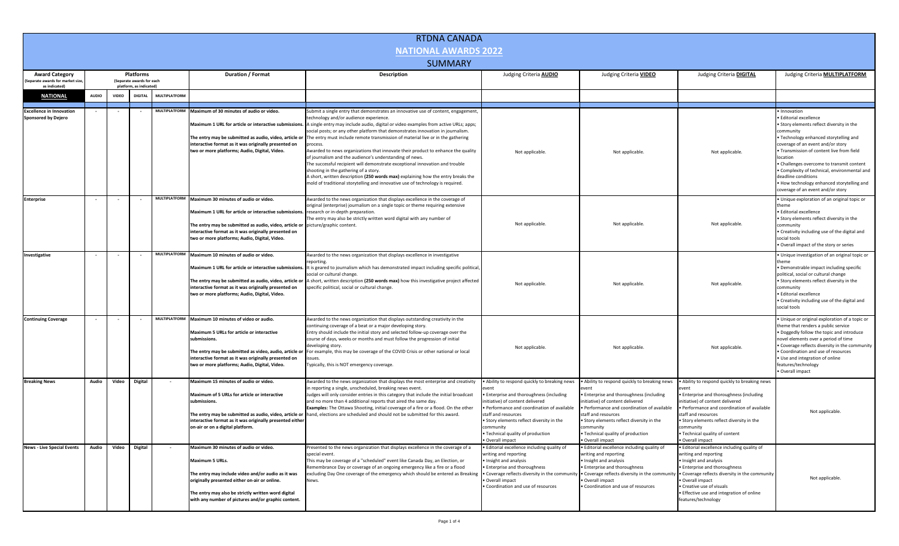# RTDNA CANADA

## NATIONAL AWARDS 2022

### SUMMARY

| Award Category (Separate awards for market size, as indicated) | Platforms (Separate awards for each platform, as indicated) | | | | Duration / Format | Description | Judging Criteria **AUDIO** | Judging Criteria **VIDEO** | Judging Criteria **DIGITAL** | Judging Criteria **MULTIPLATFORM** |
|---|---|---|---|---|---|---|---|---|---|---|
| **NATIONAL** | AUDIO | VIDEO | DIGITAL | MULTIPLATFORM | | | | | | |
| **Excellence in Innovation Sponsored by Dejero** | - | - | - | MULTIPLATFORM | **Maximum of 30 minutes of audio or video.**<br><br>**Maximum 1 URL for article or interactive submissions.**<br><br>**The entry may be submitted as audio, video, article or interactive format as it was originally presented on two or more platforms; Audio, Digital, Video.** | Submit a single entry that demonstrates an innovative use of content, engagement, technology and/or audience experience.<br>A single entry may include audio, digital or video examples from active URLs; apps; social posts; or any other platform that demonstrates innovation in journalism.<br>The entry must include remote transmission of material live or in the gathering process.<br>Awarded to news organizations that innovate their product to enhance the quality of journalism and the audience's understanding of news.<br>The successful recipient will demonstrate exceptional innovation and trouble shooting in the gathering of a story.<br>A short, written description **(250 words max)** explaining how the entry breaks the mold of traditional storytelling and innovative use of technology is required. | Not applicable. | Not applicable. | Not applicable. | • Innovation<br>• Editorial excellence<br>• Story elements reflect diversity in the community<br>• Technology enhanced storytelling and coverage of an event and/or story<br>• Transmission of content live from field location<br>• Challenges overcome to transmit content<br>• Complexity of technical, environmental and deadline conditions<br>• How technology enhanced storytelling and coverage of an event and/or story |
| **Enterprise** | - | - | - | MULTIPLATFORM | **Maximum 30 minutes of audio or video.**<br><br>**Maximum 1 URL for article or interactive submissions.**<br><br>**The entry may be submitted as audio, video, article or interactive format as it was originally presented on two or more platforms; Audio, Digital, Video.** | Awarded to the news organization that displays excellence in the coverage of original (enterprise) journalism on a single topic or theme requiring extensive research or in-depth preparation.<br>The entry may also be strictly written word digital with any number of picture/graphic content. | Not applicable. | Not applicable. | Not applicable. | • Unique exploration of an original topic or theme<br>• Editorial excellence<br>• Story elements reflect diversity in the community<br>• Creativity including use of the digital and social tools<br>• Overall impact of the story or series |
| **Investigative** | - | - | - | MULTIPLATFORM | **Maximum 10 minutes of audio or video.**<br><br>**Maximum 1 URL for article or interactive submissions.**<br><br>**The entry may be submitted as audio, video, article or interactive format as it was originally presented on two or more platforms; Audio, Digital, Video.** | Awarded to the news organization that displays excellence in investigative reporting.<br>It is geared to journalism which has demonstrated impact including specific political, social or cultural change.<br>A short, written description **(250 words max)** how this investigative project affected specific political, social or cultural change. | Not applicable. | Not applicable. | Not applicable. | • Unique investigation of an original topic or theme<br>• Demonstrable impact including specific political, social or cultural change<br>• Story elements reflect diversity in the community<br>• Editorial excellence<br>• Creativity including use of the digital and social tools |
| **Continuing Coverage** | - | - | - | MULTIPLATFORM | **Maximum 10 minutes of video or audio.**<br><br>**Maximum 5 URLs for article or interactive submissions.**<br><br>**The entry may be submitted as video, audio, article or interactive format as it was originally presented on two or more platforms; Audio, Digital, Video.** | Awarded to the news organization that displays outstanding creativity in the continuing coverage of a beat or a major developing story.<br>Entry should include the initial story and selected follow-up coverage over the course of days, weeks or months and must follow the progression of initial developing story.<br>For example, this may be coverage of the COVID Crisis or other national or local issues.<br>Typically, this is NOT emergency coverage. | Not applicable. | Not applicable. | Not applicable. | • Unique or original exploration of a topic or theme that renders a public service<br>• Doggedly follow the topic and introduce novel elements over a period of time<br>• Coverage reflects diversity in the community<br>• Coordination and use of resources<br>• Use and integration of online features/technology<br>• Overall impact |
| **Breaking News** | Audio | Video | Digital | - | **Maximum 15 minutes of audio or video.**<br><br>**Maximum of 5 URLs for article or interactive submissions.**<br><br>**The entry may be submitted as audio, video, article or interactive format as it was originally presented either on-air or on a digital platform.** | Awarded to the news organization that displays the most enterprise and creativity in reporting a single, unscheduled, breaking news event.<br>Judges will only consider entries in this category that include the initial broadcast and no more than 4 additional reports that aired the same day.<br>**Examples:** The Ottawa Shooting, initial coverage of a fire or a flood. On the other hand, elections are scheduled and should not be submitted for this award. | • Ability to respond quickly to breaking news event<br>• Enterprise and thoroughness (including initiative) of content delivered<br>• Performance and coordination of available staff and resources<br>• Story elements reflect diversity in the community<br>• Technical quality of production<br>• Overall impact | • Ability to respond quickly to breaking news event<br>• Enterprise and thoroughness (including initiative) of content delivered<br>• Performance and coordination of available staff and resources<br>• Story elements reflect diversity in the community<br>• Technical quality of production<br>• Overall impact | • Ability to respond quickly to breaking news event<br>• Enterprise and thoroughness (including initiative) of content delivered<br>• Performance and coordination of available staff and resources<br>• Story elements reflect diversity in the community<br>• Technical quality of content<br>• Overall impact | Not applicable. |
| **News - Live Special Events** | Audio | Video | Digital | - | **Maximum 30 minutes of audio or video.**<br><br>**Maximum 5 URLs.**<br><br>**The entry may include video and/or audio as it was originally presented either on-air or online.**<br><br>**The entry may also be strictly written word digital with any number of pictures and/or graphic content.** | Presented to the news organization that displays excellence in the coverage of a special event.<br>This may be coverage of a "scheduled" event like Canada Day, an Election, or Remembrance Day or coverage of an ongoing emergency like a fire or a flood excluding Day One coverage of the emergency which should be entered as Breaking News. | • Editorial excellence including quality of writing and reporting<br>• Insight and analysis<br>• Enterprise and thoroughness<br>• Coverage reflects diversity in the community<br>• Overall impact<br>• Coordination and use of resources | • Editorial excellence including quality of writing and reporting<br>• Insight and analysis<br>• Enterprise and thoroughness<br>• Coverage reflects diversity in the community<br>• Overall impact<br>• Coordination and use of resources | • Editorial excellence including quality of writing and reporting<br>• Insight and analysis<br>• Enterprise and thoroughness<br>• Coverage reflects diversity in the community<br>• Overall impact<br>• Creative use of visuals<br>• Effective use and integration of online features/technology | Not applicable. |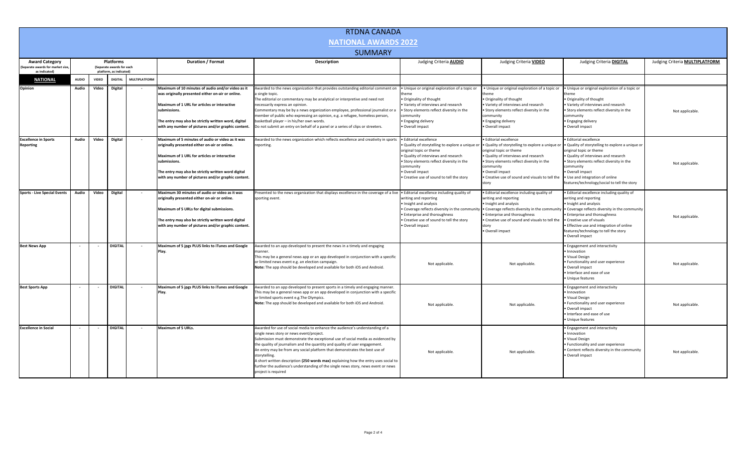# RTDNA CANADA

## NATIONAL AWARDS 2022

### SUMMARY

| Award Category (Separate awards for market size, as indicated) | Platforms (Separate awards for each platform, as indicated) | | | | Duration / Format | Description | Judging Criteria **AUDIO** | Judging Criteria **VIDEO** | Judging Criteria **DIGITAL** | Judging Criteria **MULTIPLATFORM** |
|---|---|---|---|---|---|---|---|---|---|---|
| **NATIONAL** | AUDIO | VIDEO | DIGITAL | MULTIPLATFORM | | | | | | |
| **Opinion** | Audio | Video | Digital | - | **Maximum of 10 minutes of audio and/or video as it was originally presented either on-air or online.**<br><br>**Maximum of 1 URL for articles or interactive submissions.**<br><br>**The entry may also be strictly written word, digital with any number of pictures and/or graphic content.** | Awarded to the news organization that provides outstanding editorial comment on a single topic.<br>The editorial or commentary may be analytical or interpretive and need not necessarily express an opinion.<br>Commentary may be by a news organization employee, professional journalist or a member of public who expressing an opinion, e.g. a refugee, homeless person, basketball player – in his/her own words.<br>Do not submit an entry on behalf of a panel or a series of clips or streeters. | • Unique or original exploration of a topic or theme<br>• Originality of thought<br>• Variety of interviews and research<br>• Story elements reflect diversity in the community<br>• Engaging delivery<br>• Overall impact | • Unique or original exploration of a topic or theme<br>• Originality of thought<br>• Variety of interviews and research<br>• Story elements reflect diversity in the community<br>• Engaging delivery<br>• Overall impact | • Unique or original exploration of a topic or theme<br>• Originality of thought<br>• Variety of interviews and research<br>• Story elements reflect diversity in the community<br>• Engaging delivery<br>• Overall impact | Not applicable. |
| **Excellence in Sports Reporting** | Audio | Video | Digital | - | **Maximum of 5 minutes of audio or video as it was originally presented either on-air or online.**<br><br>**Maximum of 1 URL for articles or interactive submissions.**<br><br>**The entry may also be strictly written word digital with any number of pictures and/or graphic content.** | Awarded to the news organization which reflects excellence and creativity in sports reporting. | • Editorial excellence<br>• Quality of storytelling to explore a unique or original topic or theme<br>• Quality of interviews and research<br>• Story elements reflect diversity in the community<br>• Overall impact<br>• Creative use of sound to tell the story | • Editorial excellence<br>• Quality of storytelling to explore a unique or original topic or theme<br>• Quality of interviews and research<br>• Story elements reflect diversity in the community<br>• Overall impact<br>• Creative use of sound and visuals to tell the story | • Editorial excellence<br>• Quality of storytelling to explore a unique or original topic or theme<br>• Quality of interviews and research<br>• Story elements reflect diversity in the community<br>• Overall impact<br>• Use and integration of online features/technology/social to tell the story | Not applicable. |
| **Sports - Live Special Events** | Audio | Video | Digital | - | **Maximum 30 minutes of audio or video as it was originally presented either on-air or online.**<br><br>**Maximum of 5 URLs for digital submissions.**<br><br>**The entry may also be strictly written word digital with any number of pictures and/or graphic content.** | Presented to the news organization that displays excellence in the coverage of a live sporting event. | • Editorial excellence including quality of writing and reporting<br>• Insight and analysis<br>• Coverage reflects diversity in the community<br>• Enterprise and thoroughness<br>• Creative use of sound to tell the story<br>• Overall impact | • Editorial excellence including quality of writing and reporting<br>• Insight and analysis<br>• Coverage reflects diversity in the community<br>• Enterprise and thoroughness<br>• Creative use of sound and visuals to tell the story<br>• Overall impact | • Editorial excellence including quality of writing and reporting<br>• Insight and analysis<br>• Coverage reflects diversity in the community<br>• Enterprise and thoroughness<br>• Creative use of visuals<br>• Effective use and integration of online features/technology to tell the story<br>• Overall impact | Not applicable. |
| **Best News App** | - | - | **DIGITAL** | - | **Maximum of 5 jpgs PLUS links to iTunes and Google Play.** | Awarded to an app developed to present the news in a timely and engaging manner.<br>This may be a general news app or an app developed in conjunction with a specific or limited news event e.g. an election campaign.<br>**Note:** The app should be developed and available for both iOS and Android. | Not applicable. | Not applicable. | • Engagement and interactivity<br>• Innovation<br>• Visual Design<br>• Functionality and user experience<br>• Overall impact<br>• Interface and ease of use<br>• Unique features | Not applicable. |
| **Best Sports App** | - | - | **DIGITAL** | - | **Maximum of 5 jpgs PLUS links to iTunes and Google Play.** | Awarded to an app developed to present sports in a timely and engaging manner.<br>This may be a general news app or an app developed in conjunction with a specific or limited sports event e.g.The Olympics.<br>**Note:** The app should be developed and available for both iOS and Android. | Not applicable. | Not applicable. | • Engagement and interactivity<br>• Innovation<br>• Visual Design<br>• Functionality and user experience<br>• Overall impact<br>• Interface and ease of use<br>• Unique features | Not applicable. |
| **Excellence in Social** | - | - | **DIGITAL** | - | **Maximum of 5 URLs.** | Awarded for use of social media to enhance the audience's understanding of a single news story or news event/project.<br>Submission must demonstrate the exceptional use of social media as evidenced by the quality of journalism and the quantity and quality of user engagement.<br>An entry may be from any social platform that demonstrates the best use of storytelling.<br>A short written description **(250 words max)** explaining how the entry uses social to further the audience's understanding of the single news story, news event or news project is required | Not applicable. | Not applicable. | • Engagement and interactivity<br>• Innovation<br>• Visual Design<br>• Functionality and user experience<br>• Content reflects diversity in the community<br>• Overall impact | Not applicable. |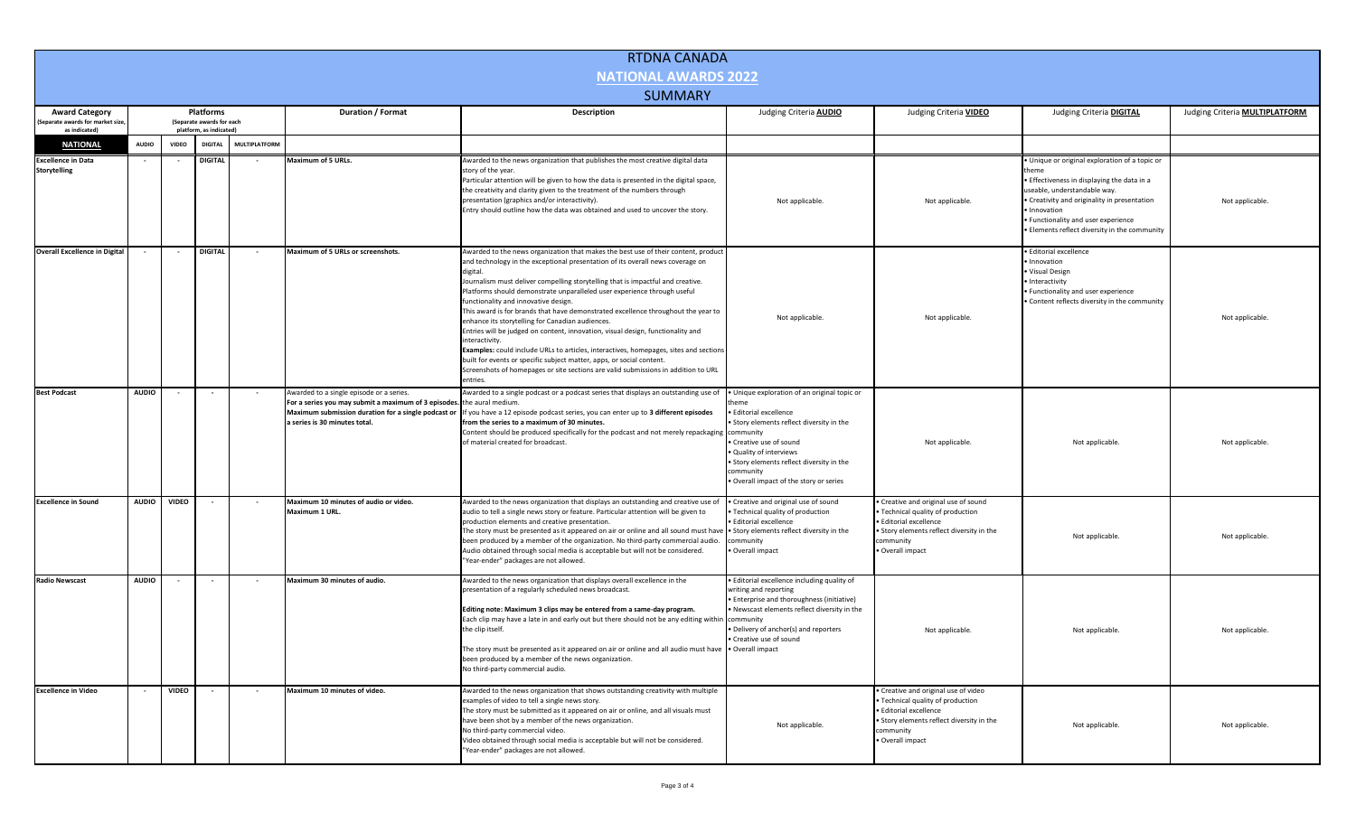# RTDNA CANADA

## NATIONAL AWARDS 2022

### SUMMARY

| Award Category (Separate awards for market size, as indicated) | Platforms (Separate awards for each platform, as indicated) | | | | Duration / Format | Description | Judging Criteria **AUDIO** | Judging Criteria **VIDEO** | Judging Criteria **DIGITAL** | Judging Criteria **MULTIPLATFORM** |
|---|---|---|---|---|---|---|---|---|---|---|
| **NATIONAL** | AUDIO | VIDEO | DIGITAL | MULTIPLATFORM | | | | | | |
| **Excellence in Data Storytelling** | - | - | DIGITAL | - | Maximum of 5 URLs. | Awarded to the news organization that publishes the most creative digital data story of the year. Particular attention will be given to how the data is presented in the digital space, the creativity and clarity given to the treatment of the numbers through presentation (graphics and/or interactivity). Entry should outline how the data was obtained and used to uncover the story. | Not applicable. | Not applicable. | • Unique or original exploration of a topic or theme • Effectiveness in displaying the data in a useable, understandable way. • Creativity and originality in presentation • Innovation • Functionality and user experience • Elements reflect diversity in the community | Not applicable. |
| **Overall Excellence in Digital** | - | - | DIGITAL | - | Maximum of 5 URLs or screenshots. | Awarded to the news organization that makes the best use of their content, product and technology in the exceptional presentation of its overall news coverage on digital. Journalism must deliver compelling storytelling that is impactful and creative. Platforms should demonstrate unparalleled user experience through useful functionality and innovative design. This award is for brands that have demonstrated excellence throughout the year to enhance its storytelling for Canadian audiences. Entries will be judged on content, innovation, visual design, functionality and interactivity. **Examples:** could include URLs to articles, interactives, homepages, sites and sections built for events or specific subject matter, apps, or social content. Screenshots of homepages or site sections are valid submissions in addition to URL entries. | Not applicable. | Not applicable. | • Editorial excellence • Innovation • Visual Design • Interactivity • Functionality and user experience • Content reflects diversity in the community | Not applicable. |
| **Best Podcast** | AUDIO | - | - | - | Awarded to a single episode or a series. **For a series you may submit a maximum of 3 episodes. Maximum submission duration for a single podcast or a series is 30 minutes total.** | Awarded to a single podcast or a podcast series that displays an outstanding use of the aural medium. If you have a 12 episode podcast series, you can enter up to **3 different episodes from the series to a maximum of 30 minutes.** Content should be produced specifically for the podcast and not merely repackaging of material created for broadcast. | • Unique exploration of an original topic or theme • Editorial excellence • Story elements reflect diversity in the community • Creative use of sound • Quality of interviews • Story elements reflect diversity in the community • Overall impact of the story or series | Not applicable. | Not applicable. | Not applicable. |
| **Excellence in Sound** | AUDIO | VIDEO | - | - | **Maximum 10 minutes of audio or video. Maximum 1 URL.** | Awarded to the news organization that displays an outstanding and creative use of audio to tell a single news story or feature. Particular attention will be given to production elements and creative presentation. The story must be presented as it appeared on air or online and all sound must have been produced by a member of the organization. No third-party commercial audio. Audio obtained through social media is acceptable but will not be considered. "Year-ender" packages are not allowed. | • Creative and original use of sound • Technical quality of production • Editorial excellence • Story elements reflect diversity in the community • Overall impact | • Creative and original use of sound • Technical quality of production • Editorial excellence • Story elements reflect diversity in the community • Overall impact | Not applicable. | Not applicable. |
| **Radio Newscast** | AUDIO | - | - | - | Maximum 30 minutes of audio. | Awarded to the news organization that displays overall excellence in the presentation of a regularly scheduled news broadcast. **Editing note: Maximum 3 clips may be entered from a same-day program.** Each clip may have a late in and early out but there should not be any editing within the clip itself. The story must be presented as it appeared on air or online and all audio must have been produced by a member of the news organization. No third-party commercial audio. | • Editorial excellence including quality of writing and reporting • Enterprise and thoroughness (initiative) • Newscast elements reflect diversity in the community • Delivery of anchor(s) and reporters • Creative use of sound • Overall impact | Not applicable. | Not applicable. | Not applicable. |
| **Excellence in Video** | - | VIDEO | - | - | Maximum 10 minutes of video. | Awarded to the news organization that shows outstanding creativity with multiple examples of video to tell a single news story. The story must be submitted as it appeared on air or online, and all visuals must have been shot by a member of the news organization. No third-party commercial video. Video obtained through social media is acceptable but will not be considered. "Year-ender" packages are not allowed. | Not applicable. | • Creative and original use of video • Technical quality of production • Editorial excellence • Story elements reflect diversity in the community • Overall impact | Not applicable. | Not applicable. |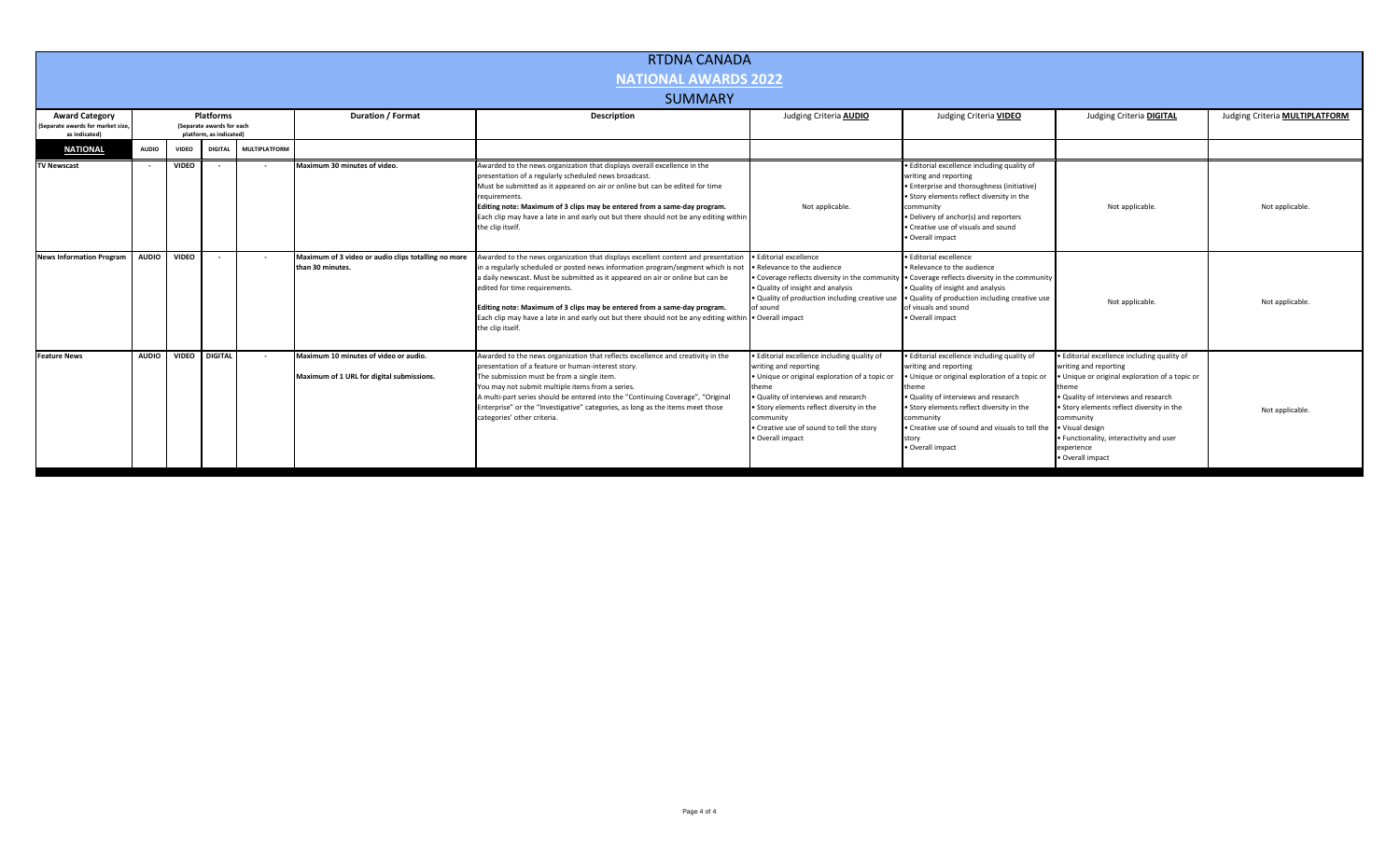# RTDNA CANADA

## NATIONAL AWARDS 2022

### SUMMARY

| Award Category (Separate awards for market size, as indicated) | Platforms (Separate awards for each platform, as indicated) | | | | Duration / Format | Description | Judging Criteria **AUDIO** | Judging Criteria **VIDEO** | Judging Criteria **DIGITAL** | Judging Criteria **MULTIPLATFORM** |
|---|---|---|---|---|---|---|---|---|---|---|
| **NATIONAL** | AUDIO | VIDEO | DIGITAL | MULTIPLATFORM | | | | | | |
| **TV Newscast** | - | **VIDEO** | - | - | **Maximum 30 minutes of video.** | Awarded to the news organization that displays overall excellence in the presentation of a regularly scheduled news broadcast.<br>Must be submitted as it appeared on air or online but can be edited for time requirements.<br>**Editing note: Maximum of 3 clips may be entered from a same-day program.**<br>Each clip may have a late in and early out but there should not be any editing within the clip itself. | Not applicable. | • Editorial excellence including quality of writing and reporting<br>• Enterprise and thoroughness (initiative)<br>• Story elements reflect diversity in the community<br>• Delivery of anchor(s) and reporters<br>• Creative use of visuals and sound<br>• Overall impact | Not applicable. | Not applicable. |
| **News Information Program** | **AUDIO** | **VIDEO** | - | - | **Maximum of 3 video or audio clips totalling no more than 30 minutes.** | Awarded to the news organization that displays excellent content and presentation in a regularly scheduled or posted news information program/segment which is not a daily newscast. Must be submitted as it appeared on air or online but can be edited for time requirements.<br>**Editing note: Maximum of 3 clips may be entered from a same-day program.**<br>Each clip may have a late in and early out but there should not be any editing within the clip itself. | • Editorial excellence<br>• Relevance to the audience<br>• Coverage reflects diversity in the community<br>• Quality of insight and analysis<br>• Quality of production including creative use of sound<br>• Overall impact | • Editorial excellence<br>• Relevance to the audience<br>• Coverage reflects diversity in the community<br>• Quality of insight and analysis<br>• Quality of production including creative use of visuals and sound<br>• Overall impact | Not applicable. | Not applicable. |
| **Feature News** | **AUDIO** | **VIDEO** | **DIGITAL** | - | **Maximum 10 minutes of video or audio.**<br>**Maximum of 1 URL for digital submissions.** | Awarded to the news organization that reflects excellence and creativity in the presentation of a feature or human-interest story.<br>The submission must be from a single item.<br>You may not submit multiple items from a series.<br>A multi-part series should be entered into the "Continuing Coverage", "Original Enterprise" or the "Investigative" categories, as long as the items meet those categories' other criteria. | • Editorial excellence including quality of writing and reporting<br>• Unique or original exploration of a topic or theme<br>• Quality of interviews and research<br>• Story elements reflect diversity in the community<br>• Creative use of sound to tell the story<br>• Overall impact | • Editorial excellence including quality of writing and reporting<br>• Unique or original exploration of a topic or theme<br>• Quality of interviews and research<br>• Story elements reflect diversity in the community<br>• Creative use of sound and visuals to tell the story<br>• Overall impact | • Editorial excellence including quality of writing and reporting<br>• Unique or original exploration of a topic or theme<br>• Quality of interviews and research<br>• Story elements reflect diversity in the community<br>• Visual design<br>• Functionality, interactivity and user experience<br>• Overall impact | Not applicable. |